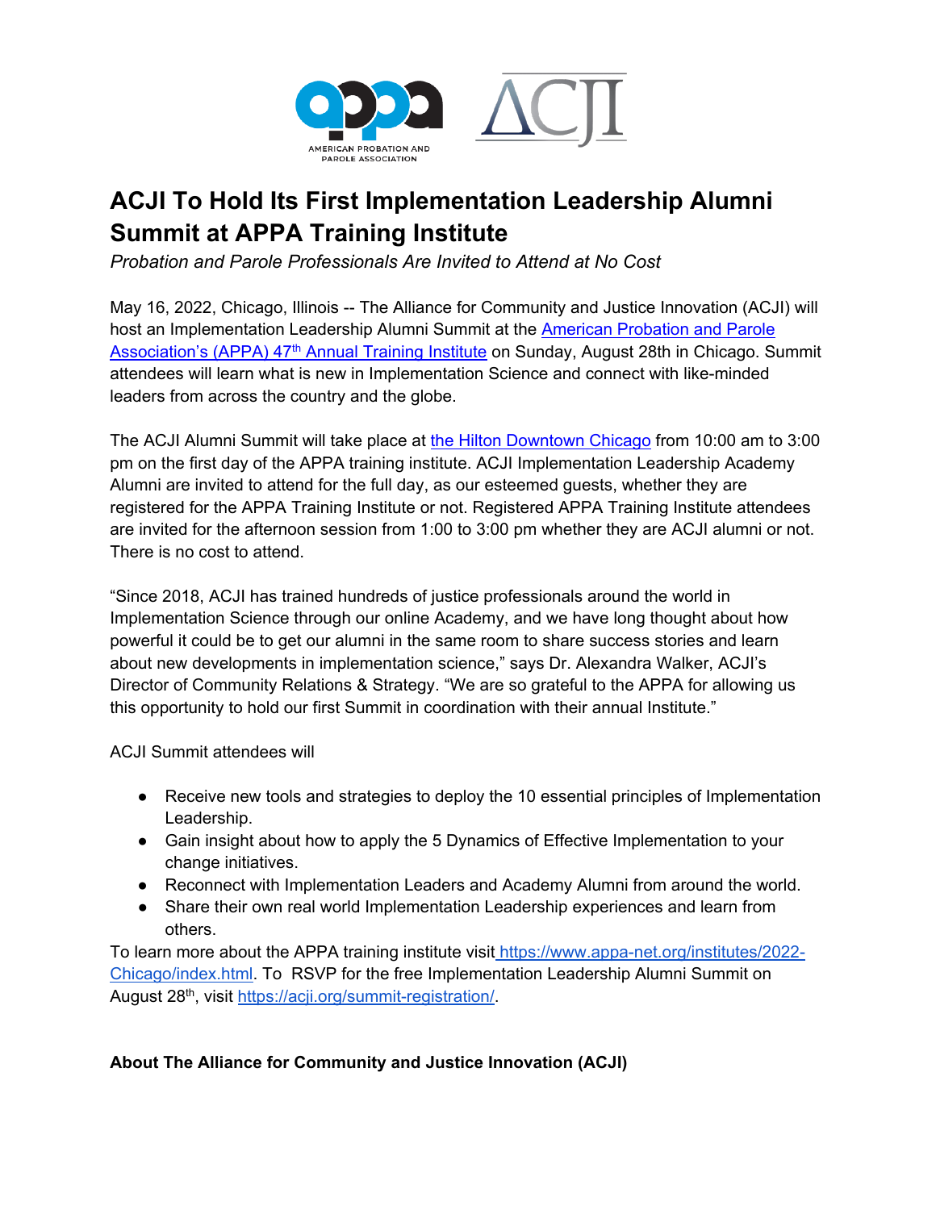AMERICAN PROBATION AND PAROLE ASSOCIATION

# ACJI To Hold Its First Implementation Leadership Alumni Summit at APPA Training Institute

*Probation and Parole Professionals Are Invited to Attend at No Cost*

May 16, 2022, Chicago, Illinois -- The Alliance for Community and Justice Innovation (ACJI) will host an Implementation Leadership Alumni Summit at the American Probation and Parole Association's (APPA) 47th Annual Training Institute on Sunday, August 28th in Chicago. Summit attendees will learn what is new in Implementation Science and connect with like-minded leaders from across the country and the globe.

The ACJI Alumni Summit will take place at the Hilton Downtown Chicago from 10:00 am to 3:00 pm on the first day of the APPA training institute. ACJI Implementation Leadership Academy Alumni are invited to attend for the full day, as our esteemed guests, whether they are registered for the APPA Training Institute or not. Registered APPA Training Institute attendees are invited for the afternoon session from 1:00 to 3:00 pm whether they are ACJI alumni or not. There is no cost to attend.

"Since 2018, ACJI has trained hundreds of justice professionals around the world in Implementation Science through our online Academy, and we have long thought about how powerful it could be to get our alumni in the same room to share success stories and learn about new developments in implementation science," says Dr. Alexandra Walker, ACJI's Director of Community Relations & Strategy. "We are so grateful to the APPA for allowing us this opportunity to hold our first Summit in coordination with their annual Institute."

ACJI Summit attendees will

- Receive new tools and strategies to deploy the 10 essential principles of Implementation Leadership.
- Gain insight about how to apply the 5 Dynamics of Effective Implementation to your change initiatives.
- Reconnect with Implementation Leaders and Academy Alumni from around the world.
- Share their own real world Implementation Leadership experiences and learn from others.

To learn more about the APPA training institute visit https://www.appa-net.org/institutes/2022-Chicago/index.html. To RSVP for the free Implementation Leadership Alumni Summit on August 28th, visit https://acji.org/summit-registration/.

**About The Alliance for Community and Justice Innovation (ACJI)**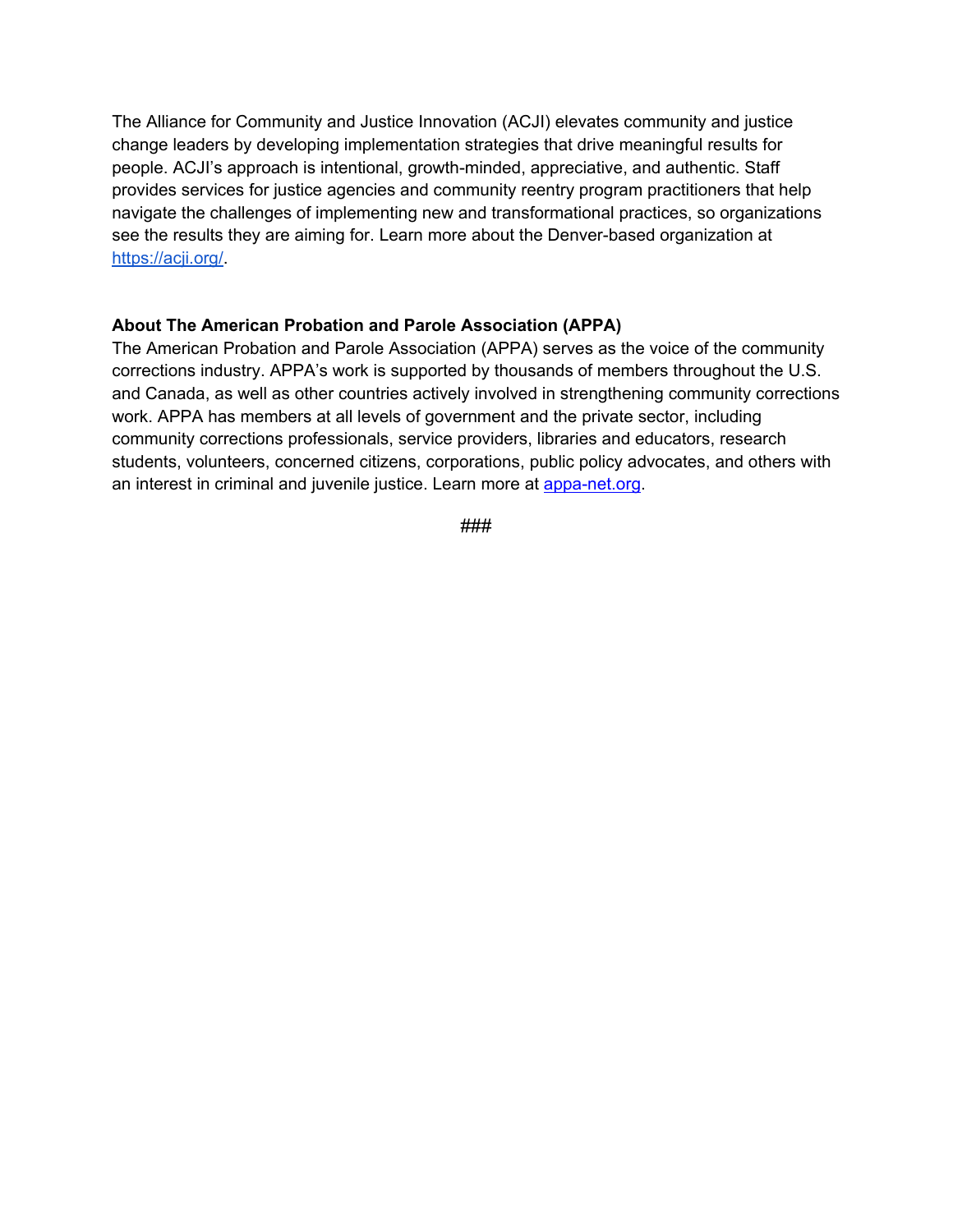The Alliance for Community and Justice Innovation (ACJI) elevates community and justice change leaders by developing implementation strategies that drive meaningful results for people. ACJI's approach is intentional, growth-minded, appreciative, and authentic. Staff provides services for justice agencies and community reentry program practitioners that help navigate the challenges of implementing new and transformational practices, so organizations see the results they are aiming for. Learn more about the Denver-based organization at [https://acji.org/](https://acji.org/).

**About The American Probation and Parole Association (APPA)**

The American Probation and Parole Association (APPA) serves as the voice of the community corrections industry. APPA's work is supported by thousands of members throughout the U.S. and Canada, as well as other countries actively involved in strengthening community corrections work. APPA has members at all levels of government and the private sector, including community corrections professionals, service providers, libraries and educators, research students, volunteers, concerned citizens, corporations, public policy advocates, and others with an interest in criminal and juvenile justice. Learn more at [appa-net.org](appa-net.org).

###